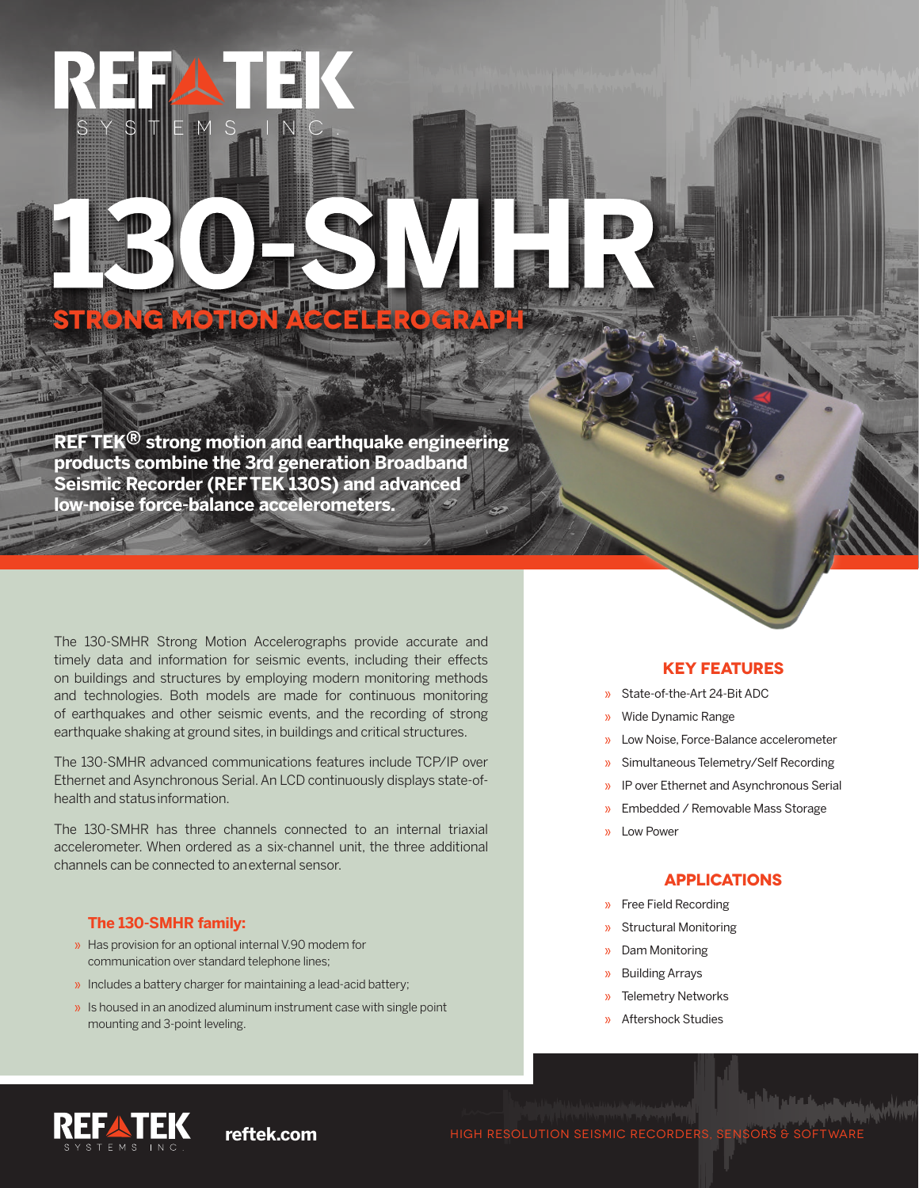# REF TEK SYSTEMS INC.

# 130-SMHR

## STRONG MOTION ACCELEROGRAPH

**REF TEK® strong motion and earthquake engineering products combine the 3rd generation Broadband Seismic Recorder (REF TEK 130S) and advanced low-noise force-balance accelerometers.**

The 130-SMHR Strong Motion Accelerographs provide accurate and timely data and information for seismic events, including their effects on buildings and structures by employing modern monitoring methods and technologies. Both models are made for continuous monitoring of earthquakes and other seismic events, and the recording of strong earthquake shaking at ground sites, in buildings and critical structures.

The 130-SMHR advanced communications features include TCP/IP over Ethernet and Asynchronous Serial. An LCD continuously displays state-of-health and status information.

The 130-SMHR has three channels connected to an internal triaxial accelerometer. When ordered as a six-channel unit, the three additional channels can be connected to an external sensor.

### The 130-SMHR family:

- Has provision for an optional internal V.90 modem for communication over standard telephone lines;
- Includes a battery charger for maintaining a lead-acid battery;
- Is housed in an anodized aluminum instrument case with single point mounting and 3-point leveling.

### KEY FEATURES

- State-of-the-Art 24-Bit ADC
- Wide Dynamic Range
- Low Noise, Force-Balance accelerometer
- Simultaneous Telemetry/Self Recording
- IP over Ethernet and Asynchronous Serial
- Embedded / Removable Mass Storage
- Low Power

### APPLICATIONS

- Free Field Recording
- Structural Monitoring
- Dam Monitoring
- Building Arrays
- Telemetry Networks
- Aftershock Studies

REF TEK SYSTEMS INC. **reftek.com** HIGH RESOLUTION SEISMIC RECORDERS, SENSORS & SOFTWARE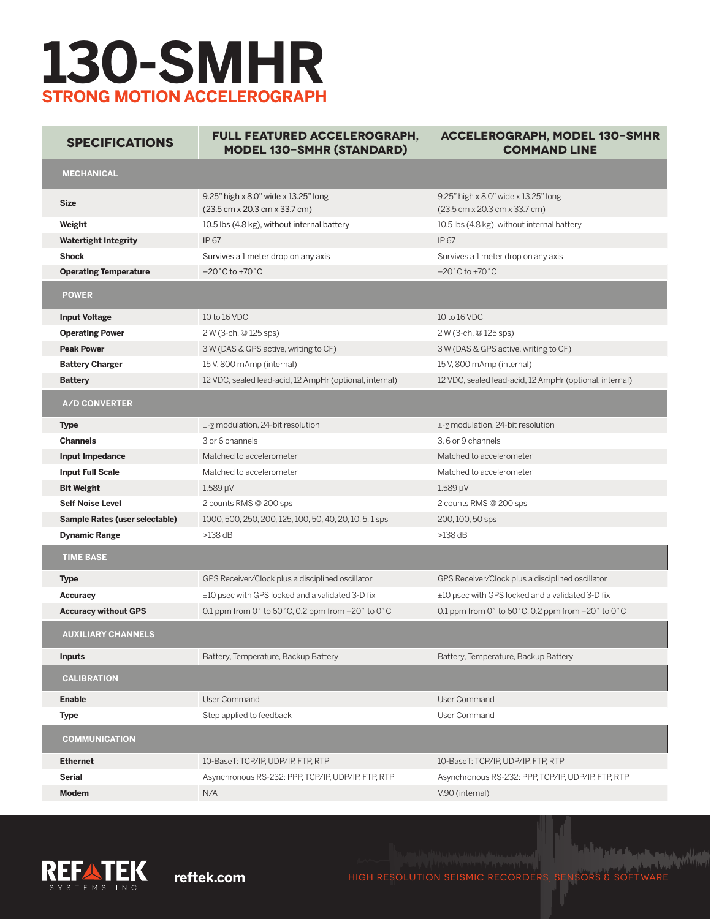# 130-SMHR

## STRONG MOTION ACCELEROGRAPH

| SPECIFICATIONS | FULL FEATURED ACCELEROGRAPH, MODEL 130-SMHR (STANDARD) | ACCELEROGRAPH, MODEL 130-SMHR COMMAND LINE |
|---|---|---|
| **MECHANICAL** | | |
| **Size** | 9.25" high x 8.0" wide x 13.25" long (23.5 cm x 20.3 cm x 33.7 cm) | 9.25" high x 8.0" wide x 13.25" long (23.5 cm x 20.3 cm x 33.7 cm) |
| **Weight** | 10.5 lbs (4.8 kg), without internal battery | 10.5 lbs (4.8 kg), without internal battery |
| **Watertight Integrity** | IP 67 | IP 67 |
| **Shock** | Survives a 1 meter drop on any axis | Survives a 1 meter drop on any axis |
| **Operating Temperature** | −20˚C to +70˚C | −20˚C to +70˚C |
| **POWER** | | |
| **Input Voltage** | 10 to 16 VDC | 10 to 16 VDC |
| **Operating Power** | 2 W (3-ch. @ 125 sps) | 2 W (3-ch. @ 125 sps) |
| **Peak Power** | 3 W (DAS & GPS active, writing to CF) | 3 W (DAS & GPS active, writing to CF) |
| **Battery Charger** | 15 V, 800 mAmp (internal) | 15 V, 800 mAmp (internal) |
| **Battery** | 12 VDC, sealed lead-acid, 12 AmpHr (optional, internal) | 12 VDC, sealed lead-acid, 12 AmpHr (optional, internal) |
| **A/D CONVERTER** | | |
| **Type** | ±-∑ modulation, 24-bit resolution | ±-∑ modulation, 24-bit resolution |
| **Channels** | 3 or 6 channels | 3, 6 or 9 channels |
| **Input Impedance** | Matched to accelerometer | Matched to accelerometer |
| **Input Full Scale** | Matched to accelerometer | Matched to accelerometer |
| **Bit Weight** | 1.589 µV | 1.589 µV |
| **Self Noise Level** | 2 counts RMS @ 200 sps | 2 counts RMS @ 200 sps |
| **Sample Rates (user selectable)** | 1000, 500, 250, 200, 125, 100, 50, 40, 20, 10, 5, 1 sps | 200, 100, 50 sps |
| **Dynamic Range** | >138 dB | >138 dB |
| **TIME BASE** | | |
| **Type** | GPS Receiver/Clock plus a disciplined oscillator | GPS Receiver/Clock plus a disciplined oscillator |
| **Accuracy** | ±10 µsec with GPS locked and a validated 3-D fix | ±10 µsec with GPS locked and a validated 3-D fix |
| **Accuracy without GPS** | 0.1 ppm from 0˚ to 60˚C, 0.2 ppm from −20˚ to 0˚C | 0.1 ppm from 0˚ to 60˚C, 0.2 ppm from −20˚ to 0˚C |
| **AUXILIARY CHANNELS** | | |
| **Inputs** | Battery, Temperature, Backup Battery | Battery, Temperature, Backup Battery |
| **CALIBRATION** | | |
| **Enable** | User Command | User Command |
| **Type** | Step applied to feedback | User Command |
| **COMMUNICATION** | | |
| **Ethernet** | 10-BaseT: TCP/IP, UDP/IP, FTP, RTP | 10-BaseT: TCP/IP, UDP/IP, FTP, RTP |
| **Serial** | Asynchronous RS-232: PPP, TCP/IP, UDP/IP, FTP, RTP | Asynchronous RS-232: PPP, TCP/IP, UDP/IP, FTP, RTP |
| **Modem** | N/A | V.90 (internal) |

REFTEK SYSTEMS INC.

reftek.com

HIGH RESOLUTION SEISMIC RECORDERS, SENSORS & SOFTWARE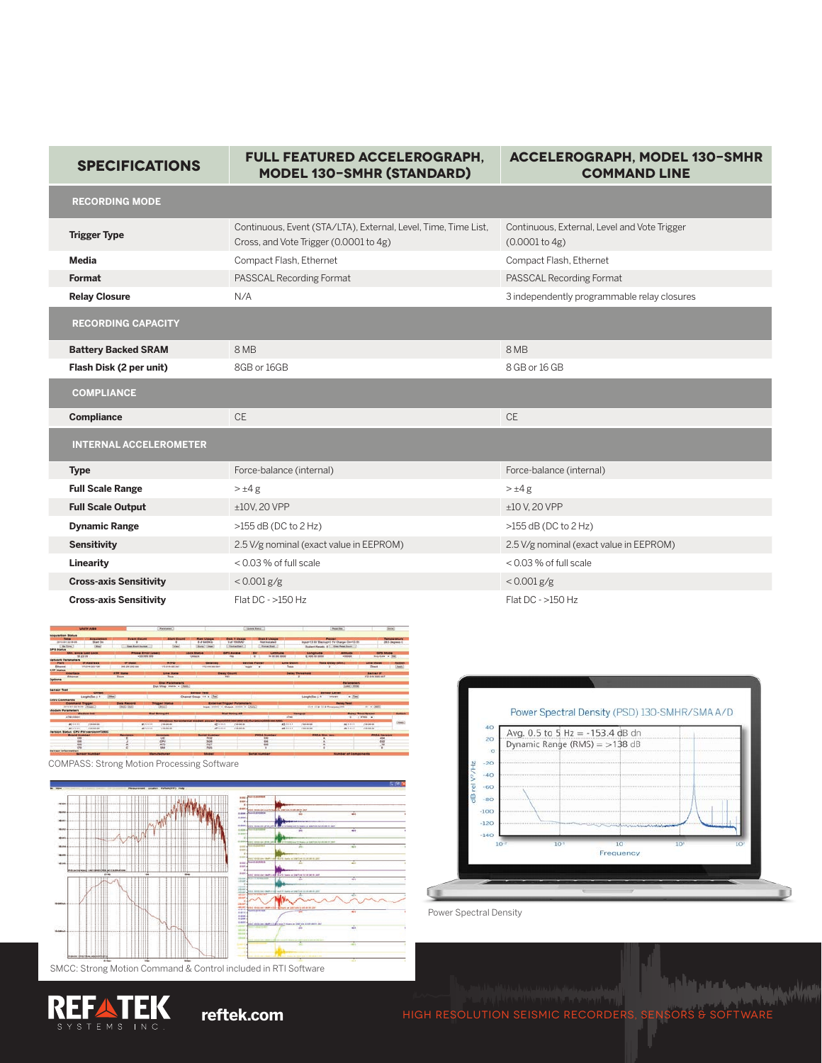| SPECIFICATIONS | FULL FEATURED ACCELEROGRAPH, MODEL 130-SMHR (STANDARD) | ACCELEROGRAPH, MODEL 130-SMHR COMMAND LINE |
|---|---|---|
| **RECORDING MODE** | | |
| **Trigger Type** | Continuous, Event (STA/LTA), External, Level, Time, Time List, Cross, and Vote Trigger (0.0001 to 4g) | Continuous, External, Level and Vote Trigger (0.0001 to 4g) |
| **Media** | Compact Flash, Ethernet | Compact Flash, Ethernet |
| **Format** | PASSCAL Recording Format | PASSCAL Recording Format |
| **Relay Closure** | N/A | 3 independently programmable relay closures |
| **RECORDING CAPACITY** | | |
| **Battery Backed SRAM** | 8 MB | 8 MB |
| **Flash Disk (2 per unit)** | 8GB or 16GB | 8 GB or 16 GB |
| **COMPLIANCE** | | |
| **Compliance** | CE | CE |
| **INTERNAL ACCELEROMETER** | | |
| **Type** | Force-balance (internal) | Force-balance (internal) |
| **Full Scale Range** | > ±4 g | > ±4 g |
| **Full Scale Output** | ±10V, 20 VPP | ±10 V, 20 VPP |
| **Dynamic Range** | >155 dB (DC to 2 Hz) | >155 dB (DC to 2 Hz) |
| **Sensitivity** | 2.5 V/g nominal (exact value in EEPROM) | 2.5 V/g nominal (exact value in EEPROM) |
| **Linearity** | < 0.03 % of full scale | < 0.03 % of full scale |
| **Cross-axis Sensitivity** | < 0.001 g/g | < 0.001 g/g |
| **Cross-axis Sensitivity** | Flat DC - >150 Hz | Flat DC - >150 Hz |

COMPASS: Strong Motion Processing Software

SMCC: Strong Motion Command & Control included in RTI Software

Power Spectral Density

REFTEK SYSTEMS INC. reftek.com

HIGH RESOLUTION SEISMIC RECORDERS, SENSORS & SOFTWARE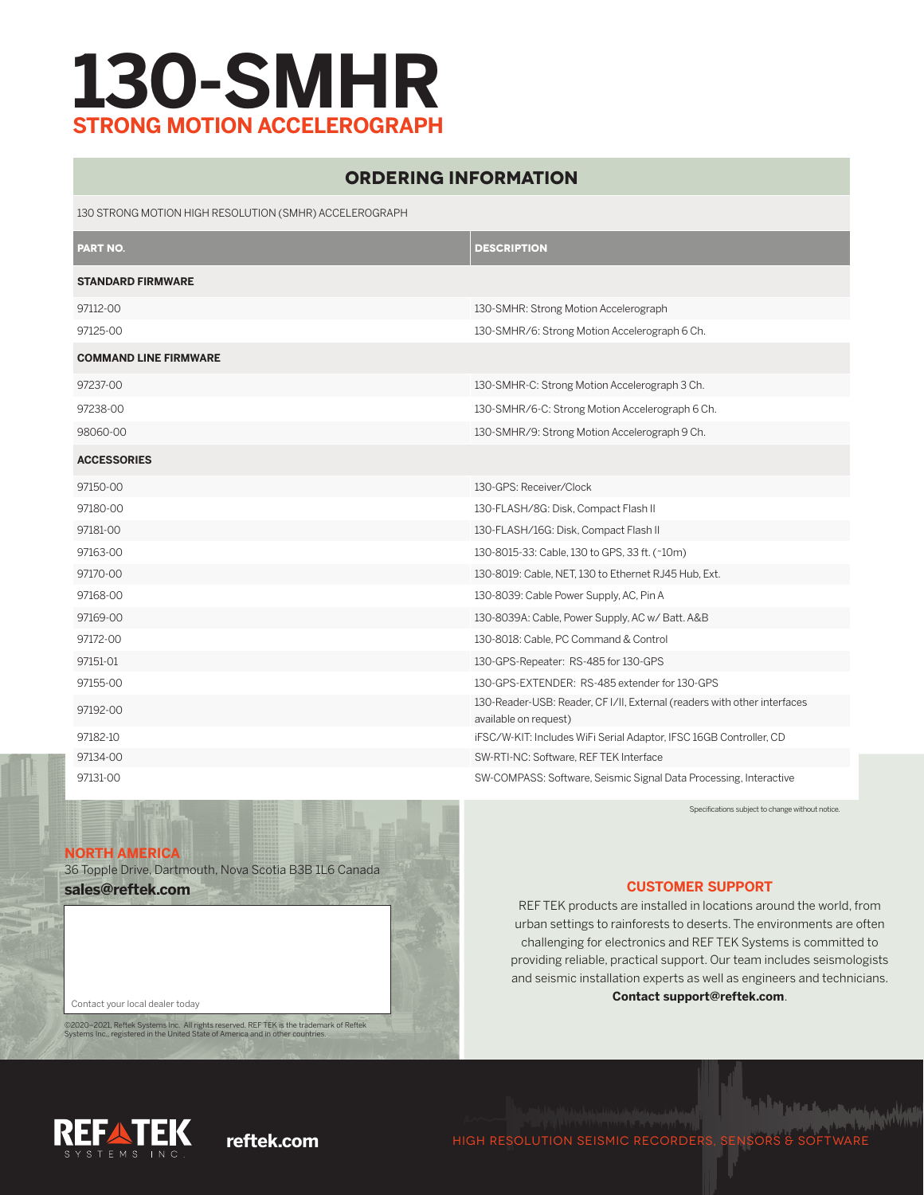# 130-SMHR

## STRONG MOTION ACCELEROGRAPH

## ORDERING INFORMATION

130 STRONG MOTION HIGH RESOLUTION (SMHR) ACCELEROGRAPH

| PART NO. | DESCRIPTION |
|---|---|
| **STANDARD FIRMWARE** | |
| 97112-00 | 130-SMHR: Strong Motion Accelerograph |
| 97125-00 | 130-SMHR/6: Strong Motion Accelerograph 6 Ch. |
| **COMMAND LINE FIRMWARE** | |
| 97237-00 | 130-SMHR-C: Strong Motion Accelerograph 3 Ch. |
| 97238-00 | 130-SMHR/6-C: Strong Motion Accelerograph 6 Ch. |
| 98060-00 | 130-SMHR/9: Strong Motion Accelerograph 9 Ch. |
| **ACCESSORIES** | |
| 97150-00 | 130-GPS: Receiver/Clock |
| 97180-00 | 130-FLASH/8G: Disk, Compact Flash II |
| 97181-00 | 130-FLASH/16G: Disk, Compact Flash II |
| 97163-00 | 130-8015-33: Cable, 130 to GPS, 33 ft. (~10m) |
| 97170-00 | 130-8019: Cable, NET, 130 to Ethernet RJ45 Hub, Ext. |
| 97168-00 | 130-8039: Cable Power Supply, AC, Pin A |
| 97169-00 | 130-8039A: Cable, Power Supply, AC w/ Batt. A&B |
| 97172-00 | 130-8018: Cable, PC Command & Control |
| 97151-01 | 130-GPS-Repeater: RS-485 for 130-GPS |
| 97155-00 | 130-GPS-EXTENDER: RS-485 extender for 130-GPS |
| 97192-00 | 130-Reader-USB: Reader, CF I/II, External (readers with other interfaces available on request) |
| 97182-10 | iFSC/W-KIT: Includes WiFi Serial Adaptor, IFSC 16GB Controller, CD |
| 97134-00 | SW-RTI-NC: Software, REF TEK Interface |
| 97131-00 | SW-COMPASS: Software, Seismic Signal Data Processing, Interactive |

Specifications subject to change without notice.

**NORTH AMERICA**
36 Topple Drive, Dartmouth, Nova Scotia B3B 1L6 Canada
**sales@reftek.com**

Contact your local dealer today

©2020–2021, Reftek Systems Inc. All rights reserved. REF TEK is the trademark of Reftek Systems Inc., registered in the United State of America and in other countries.

**CUSTOMER SUPPORT**

REF TEK products are installed in locations around the world, from urban settings to rainforests to deserts. The environments are often challenging for electronics and REF TEK Systems is committed to providing reliable, practical support. Our team includes seismologists and seismic installation experts as well as engineers and technicians. **Contact support@reftek.com**.

REF TEK SYSTEMS INC.

**reftek.com**

HIGH RESOLUTION SEISMIC RECORDERS, SENSORS & SOFTWARE